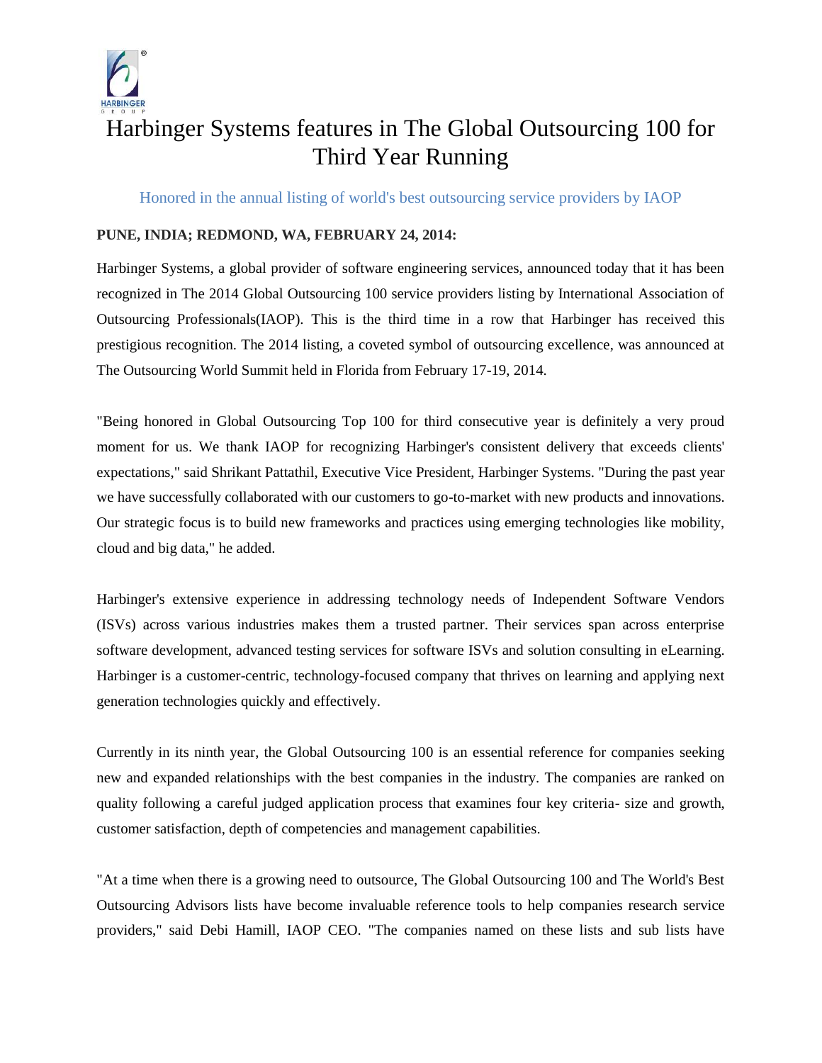# Harbinger Systems features in The Global Outsourcing 100 for Third Year Running

Honored in the annual listing of world's best outsourcing service providers by IAOP

**PUNE, INDIA; REDMOND, WA, FEBRUARY 24, 2014:**

Harbinger Systems, a global provider of software engineering services, announced today that it has been recognized in The 2014 Global Outsourcing 100 service providers listing by International Association of Outsourcing Professionals(IAOP). This is the third time in a row that Harbinger has received this prestigious recognition. The 2014 listing, a coveted symbol of outsourcing excellence, was announced at The Outsourcing World Summit held in Florida from February 17-19, 2014.

"Being honored in Global Outsourcing Top 100 for third consecutive year is definitely a very proud moment for us. We thank IAOP for recognizing Harbinger's consistent delivery that exceeds clients' expectations," said Shrikant Pattathil, Executive Vice President, Harbinger Systems. "During the past year we have successfully collaborated with our customers to go-to-market with new products and innovations. Our strategic focus is to build new frameworks and practices using emerging technologies like mobility, cloud and big data," he added.

Harbinger's extensive experience in addressing technology needs of Independent Software Vendors (ISVs) across various industries makes them a trusted partner. Their services span across enterprise software development, advanced testing services for software ISVs and solution consulting in eLearning. Harbinger is a customer-centric, technology-focused company that thrives on learning and applying next generation technologies quickly and effectively.

Currently in its ninth year, the Global Outsourcing 100 is an essential reference for companies seeking new and expanded relationships with the best companies in the industry. The companies are ranked on quality following a careful judged application process that examines four key criteria- size and growth, customer satisfaction, depth of competencies and management capabilities.

"At a time when there is a growing need to outsource, The Global Outsourcing 100 and The World's Best Outsourcing Advisors lists have become invaluable reference tools to help companies research service providers," said Debi Hamill, IAOP CEO. "The companies named on these lists and sub lists have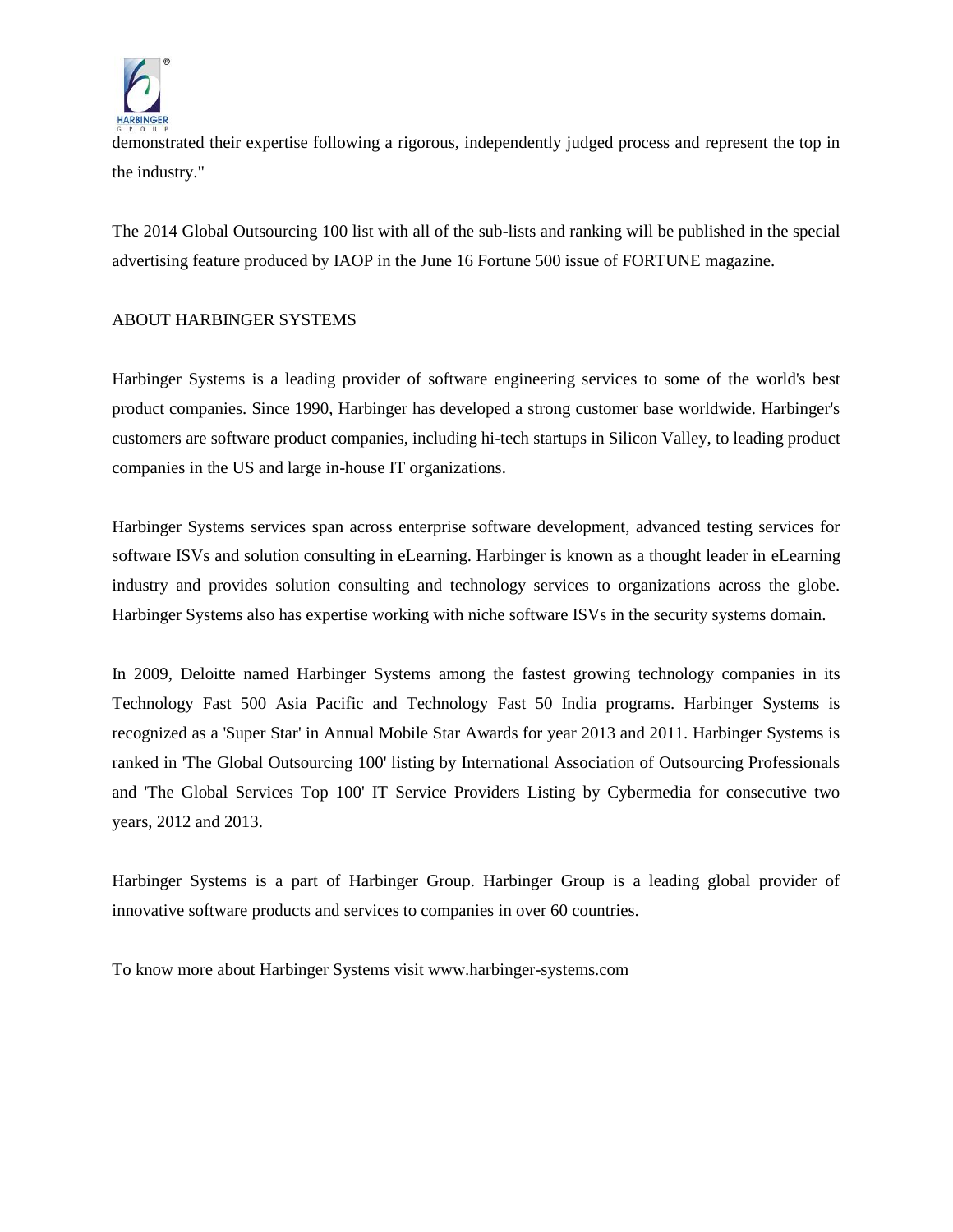demonstrated their expertise following a rigorous, independently judged process and represent the top in the industry."

The 2014 Global Outsourcing 100 list with all of the sub-lists and ranking will be published in the special advertising feature produced by IAOP in the June 16 Fortune 500 issue of FORTUNE magazine.

ABOUT HARBINGER SYSTEMS

Harbinger Systems is a leading provider of software engineering services to some of the world's best product companies. Since 1990, Harbinger has developed a strong customer base worldwide. Harbinger's customers are software product companies, including hi-tech startups in Silicon Valley, to leading product companies in the US and large in-house IT organizations.

Harbinger Systems services span across enterprise software development, advanced testing services for software ISVs and solution consulting in eLearning. Harbinger is known as a thought leader in eLearning industry and provides solution consulting and technology services to organizations across the globe. Harbinger Systems also has expertise working with niche software ISVs in the security systems domain.

In 2009, Deloitte named Harbinger Systems among the fastest growing technology companies in its Technology Fast 500 Asia Pacific and Technology Fast 50 India programs. Harbinger Systems is recognized as a 'Super Star' in Annual Mobile Star Awards for year 2013 and 2011. Harbinger Systems is ranked in 'The Global Outsourcing 100' listing by International Association of Outsourcing Professionals and 'The Global Services Top 100' IT Service Providers Listing by Cybermedia for consecutive two years, 2012 and 2013.

Harbinger Systems is a part of Harbinger Group. Harbinger Group is a leading global provider of innovative software products and services to companies in over 60 countries.

To know more about Harbinger Systems visit www.harbinger-systems.com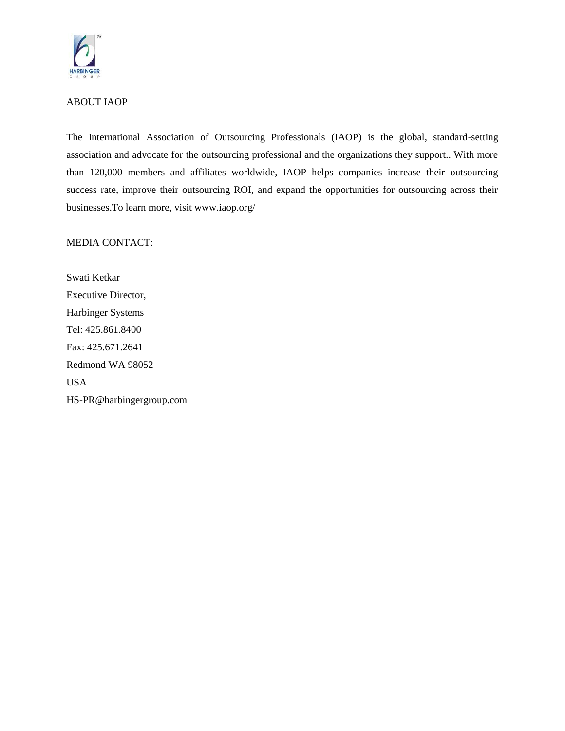ABOUT IAOP

The International Association of Outsourcing Professionals (IAOP) is the global, standard-setting association and advocate for the outsourcing professional and the organizations they support.. With more than 120,000 members and affiliates worldwide, IAOP helps companies increase their outsourcing success rate, improve their outsourcing ROI, and expand the opportunities for outsourcing across their businesses.To learn more, visit www.iaop.org/

MEDIA CONTACT:

Swati Ketkar  
Executive Director,  
Harbinger Systems  
Tel: 425.861.8400  
Fax: 425.671.2641  
Redmond WA 98052  
USA  
HS-PR@harbingergroup.com